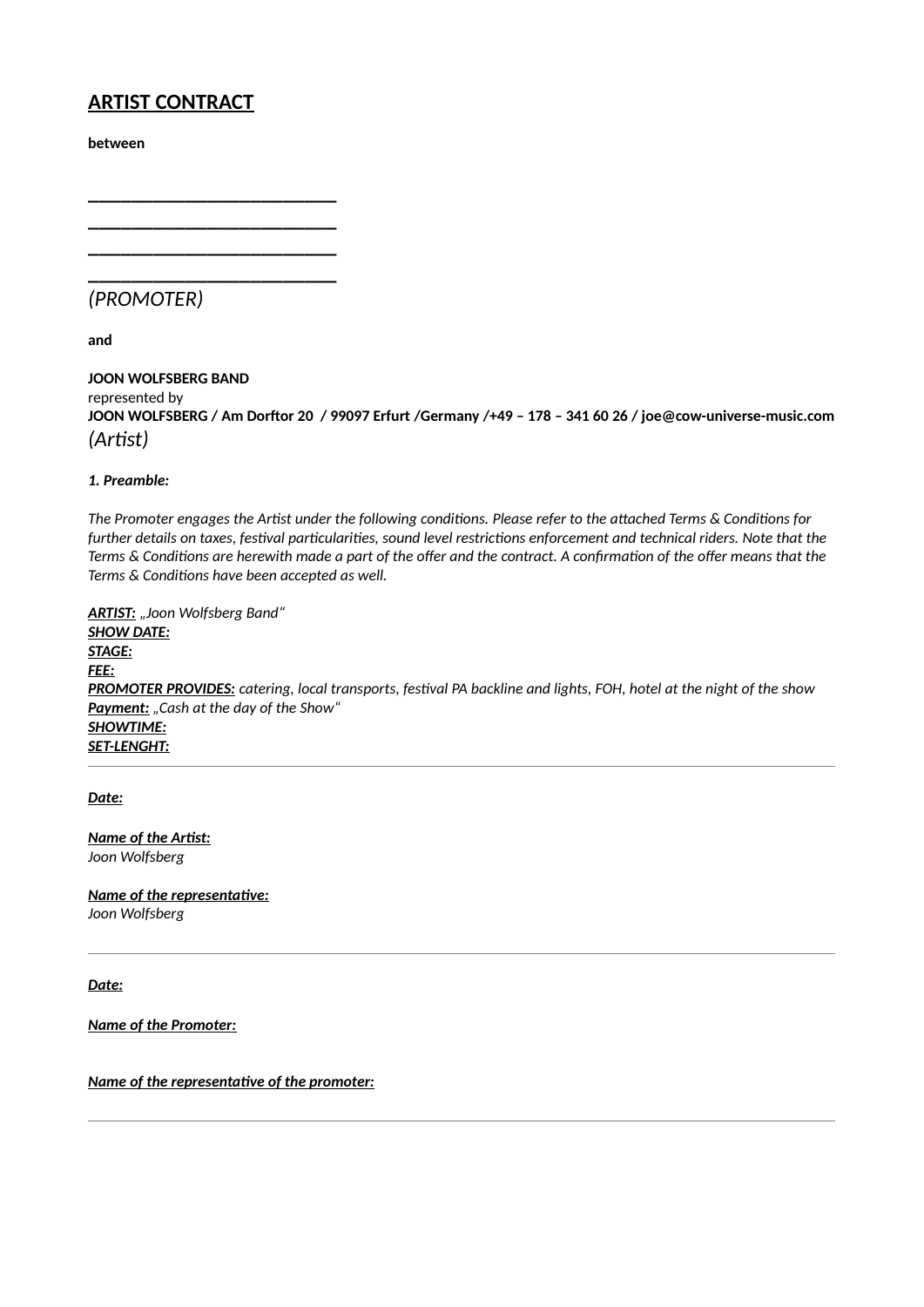# ARTIST CONTRACT

**between**

**______________________________**
**______________________________**
**______________________________**
**______________________________**
*(PROMOTER)*

**and**

**JOON WOLFSBERG BAND**
represented by
**JOON WOLFSBERG / Am Dorftor 20 / 99097 Erfurt /Germany /+49 – 178 – 341 60 26 / joe@cow-universe-music.com**
*(Artist)*

***1. Preamble:***

*The Promoter engages the Artist under the following conditions. Please refer to the attached Terms & Conditions for further details on taxes, festival particularities, sound level restrictions enforcement and technical riders. Note that the Terms & Conditions are herewith made a part of the offer and the contract. A confirmation of the offer means that the Terms & Conditions have been accepted as well.*

***ARTIST:*** *„Joon Wolfsberg Band"*
***SHOW DATE:***
***STAGE:***
***FEE:***
***PROMOTER PROVIDES:*** *catering, local transports, festival PA backline and lights, FOH, hotel at the night of the show*
***Payment:*** *„Cash at the day of the Show"*
***SHOWTIME:***
***SET-LENGHT:***

---

***Date:***

***Name of the Artist:***
*Joon Wolfsberg*

***Name of the representative:***
*Joon Wolfsberg*

---

***Date:***

***Name of the Promoter:***

***Name of the representative of the promoter:***

---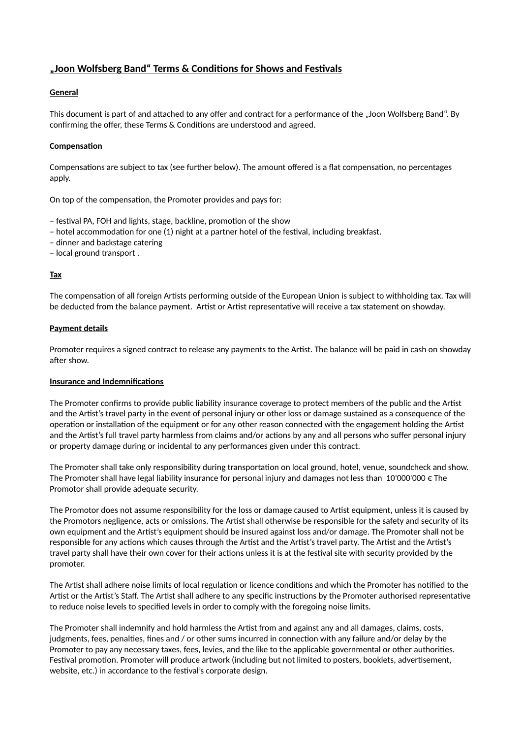## „Joon Wolfsberg Band“ Terms & Conditions for Shows and Festivals

### General

This document is part of and attached to any offer and contract for a performance of the „Joon Wolfsberg Band“. By confirming the offer, these Terms & Conditions are understood and agreed.

### Compensation

Compensations are subject to tax (see further below). The amount offered is a flat compensation, no percentages apply.

On top of the compensation, the Promoter provides and pays for:

– festival PA, FOH and lights, stage, backline, promotion of the show
– hotel accommodation for one (1) night at a partner hotel of the festival, including breakfast.
– dinner and backstage catering
– local ground transport .

### Tax

The compensation of all foreign Artists performing outside of the European Union is subject to withholding tax. Tax will be deducted from the balance payment. Artist or Artist representative will receive a tax statement on showday.

### Payment details

Promoter requires a signed contract to release any payments to the Artist. The balance will be paid in cash on showday after show.

### Insurance and Indemnifications

The Promoter confirms to provide public liability insurance coverage to protect members of the public and the Artist and the Artist’s travel party in the event of personal injury or other loss or damage sustained as a consequence of the operation or installation of the equipment or for any other reason connected with the engagement holding the Artist and the Artist’s full travel party harmless from claims and/or actions by any and all persons who suffer personal injury or property damage during or incidental to any performances given under this contract.

The Promoter shall take only responsibility during transportation on local ground, hotel, venue, soundcheck and show. The Promoter shall have legal liability insurance for personal injury and damages not less than 10'000'000 € The Promotor shall provide adequate security.

The Promotor does not assume responsibility for the loss or damage caused to Artist equipment, unless it is caused by the Promotors negligence, acts or omissions. The Artist shall otherwise be responsible for the safety and security of its own equipment and the Artist’s equipment should be insured against loss and/or damage. The Promoter shall not be responsible for any actions which causes through the Artist and the Artist’s travel party. The Artist and the Artist’s travel party shall have their own cover for their actions unless it is at the festival site with security provided by the promoter.

The Artist shall adhere noise limits of local regulation or licence conditions and which the Promoter has notified to the Artist or the Artist’s Staff. The Artist shall adhere to any specific instructions by the Promoter authorised representative to reduce noise levels to specified levels in order to comply with the foregoing noise limits.

The Promoter shall indemnify and hold harmless the Artist from and against any and all damages, claims, costs, judgments, fees, penalties, fines and / or other sums incurred in connection with any failure and/or delay by the Promoter to pay any necessary taxes, fees, levies, and the like to the applicable governmental or other authorities. Festival promotion. Promoter will produce artwork (including but not limited to posters, booklets, advertisement, website, etc.) in accordance to the festival’s corporate design.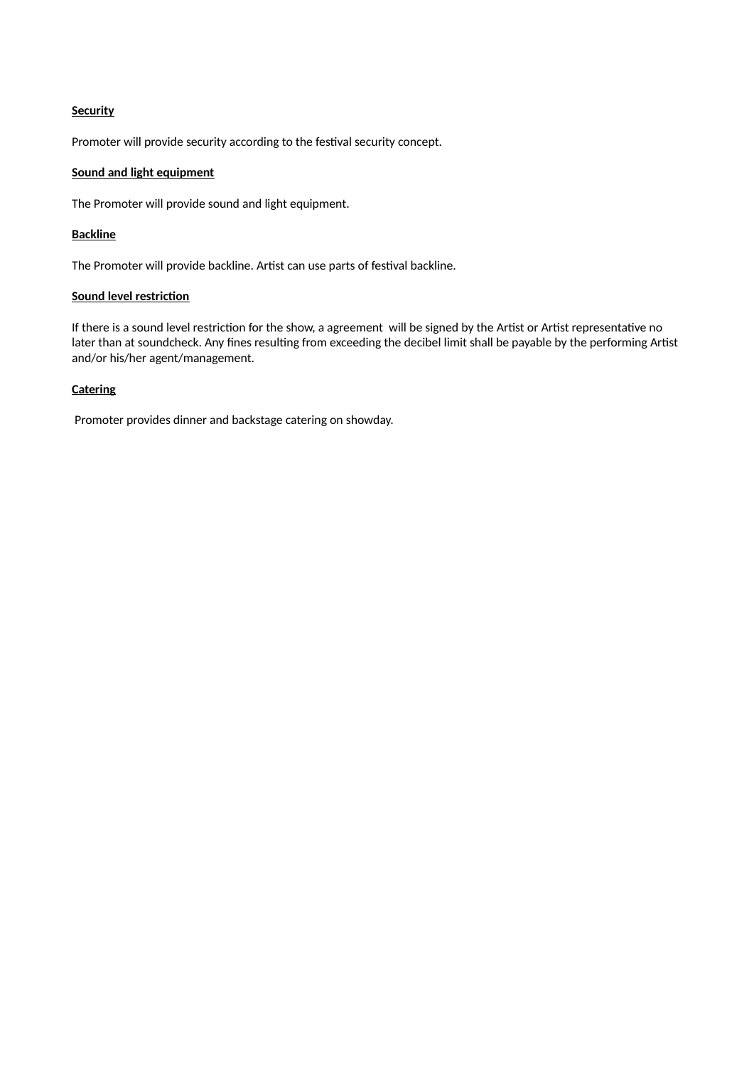**Security**

Promoter will provide security according to the festival security concept.

**Sound and light equipment**

The Promoter will provide sound and light equipment.

**Backline**

The Promoter will provide backline. Artist can use parts of festival backline.

**Sound level restriction**

If there is a sound level restriction for the show, a agreement will be signed by the Artist or Artist representative no later than at soundcheck. Any fines resulting from exceeding the decibel limit shall be payable by the performing Artist and/or his/her agent/management.

**Catering**

Promoter provides dinner and backstage catering on showday.